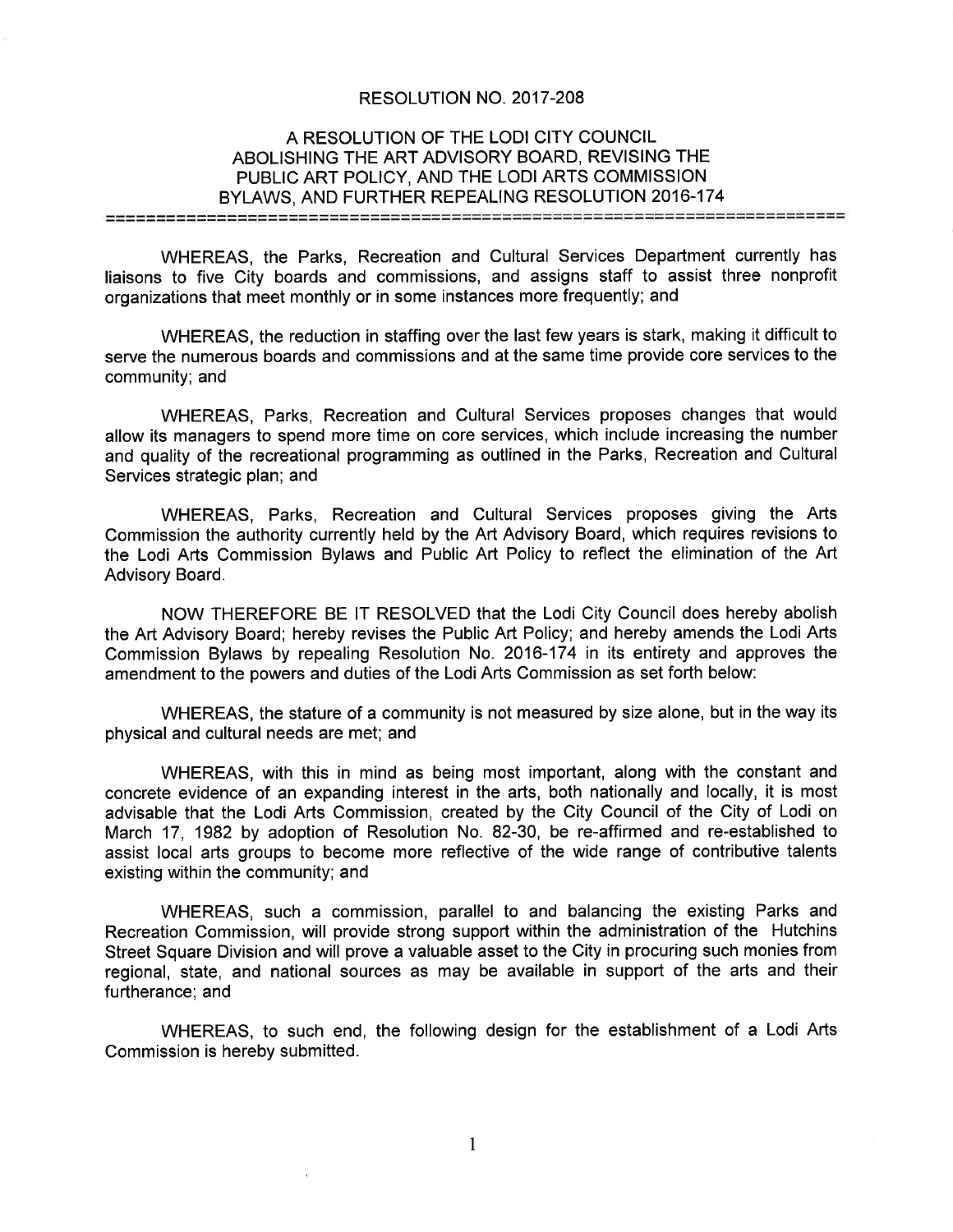# RESOLUTION NO. 2017-208

## A RESOLUTION OF THE LODI CITY COUNCIL ABOLISHING THE ART ADVISORY BOARD, REVISING THE PUBLIC ART POLICY, AND THE LODI ARTS COMMISSION BYLAWS, AND FURTHER REPEALING RESOLUTION 2016-174

---

WHEREAS, the Parks, Recreation and Cultural Services Department currently has liaisons to five City boards and commissions, and assigns staff to assist three nonprofit organizations that meet monthly or in some instances more frequently; and

WHEREAS, the reduction in staffing over the last few years is stark, making it difficult to serve the numerous boards and commissions and at the same time provide core services to the community; and

WHEREAS, Parks, Recreation and Cultural Services proposes changes that would allow its managers to spend more time on core services, which include increasing the number and quality of the recreational programming as outlined in the Parks, Recreation and Cultural Services strategic plan; and

WHEREAS, Parks, Recreation and Cultural Services proposes giving the Arts Commission the authority currently held by the Art Advisory Board, which requires revisions to the Lodi Arts Commission Bylaws and Public Art Policy to reflect the elimination of the Art Advisory Board.

NOW THEREFORE BE IT RESOLVED that the Lodi City Council does hereby abolish the Art Advisory Board; hereby revises the Public Art Policy; and hereby amends the Lodi Arts Commission Bylaws by repealing Resolution No. 2016-174 in its entirety and approves the amendment to the powers and duties of the Lodi Arts Commission as set forth below:

WHEREAS, the stature of a community is not measured by size alone, but in the way its physical and cultural needs are met; and

WHEREAS, with this in mind as being most important, along with the constant and concrete evidence of an expanding interest in the arts, both nationally and locally, it is most advisable that the Lodi Arts Commission, created by the City Council of the City of Lodi on March 17, 1982 by adoption of Resolution No. 82-30, be re-affirmed and re-established to assist local arts groups to become more reflective of the wide range of contributive talents existing within the community; and

WHEREAS, such a commission, parallel to and balancing the existing Parks and Recreation Commission, will provide strong support within the administration of the Hutchins Street Square Division and will prove a valuable asset to the City in procuring such monies from regional, state, and national sources as may be available in support of the arts and their furtherance; and

WHEREAS, to such end, the following design for the establishment of a Lodi Arts Commission is hereby submitted.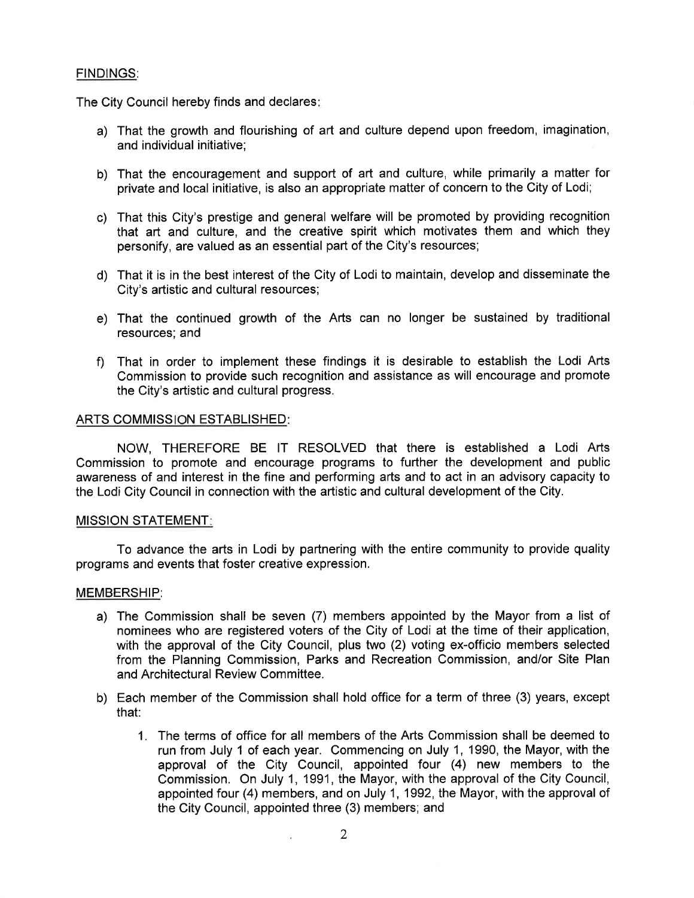FINDINGS:

The City Council hereby finds and declares:

a) That the growth and flourishing of art and culture depend upon freedom, imagination, and individual initiative;

b) That the encouragement and support of art and culture, while primarily a matter for private and local initiative, is also an appropriate matter of concern to the City of Lodi;

c) That this City's prestige and general welfare will be promoted by providing recognition that art and culture, and the creative spirit which motivates them and which they personify, are valued as an essential part of the City's resources;

d) That it is in the best interest of the City of Lodi to maintain, develop and disseminate the City's artistic and cultural resources;

e) That the continued growth of the Arts can no longer be sustained by traditional resources; and

f) That in order to implement these findings it is desirable to establish the Lodi Arts Commission to provide such recognition and assistance as will encourage and promote the City's artistic and cultural progress.

ARTS COMMISSION ESTABLISHED:

NOW, THEREFORE BE IT RESOLVED that there is established a Lodi Arts Commission to promote and encourage programs to further the development and public awareness of and interest in the fine and performing arts and to act in an advisory capacity to the Lodi City Council in connection with the artistic and cultural development of the City.

MISSION STATEMENT:

To advance the arts in Lodi by partnering with the entire community to provide quality programs and events that foster creative expression.

MEMBERSHIP:

a) The Commission shall be seven (7) members appointed by the Mayor from a list of nominees who are registered voters of the City of Lodi at the time of their application, with the approval of the City Council, plus two (2) voting ex-officio members selected from the Planning Commission, Parks and Recreation Commission, and/or Site Plan and Architectural Review Committee.

b) Each member of the Commission shall hold office for a term of three (3) years, except that:

   1. The terms of office for all members of the Arts Commission shall be deemed to run from July 1 of each year. Commencing on July 1, 1990, the Mayor, with the approval of the City Council, appointed four (4) new members to the Commission. On July 1, 1991, the Mayor, with the approval of the City Council, appointed four (4) members, and on July 1, 1992, the Mayor, with the approval of the City Council, appointed three (3) members; and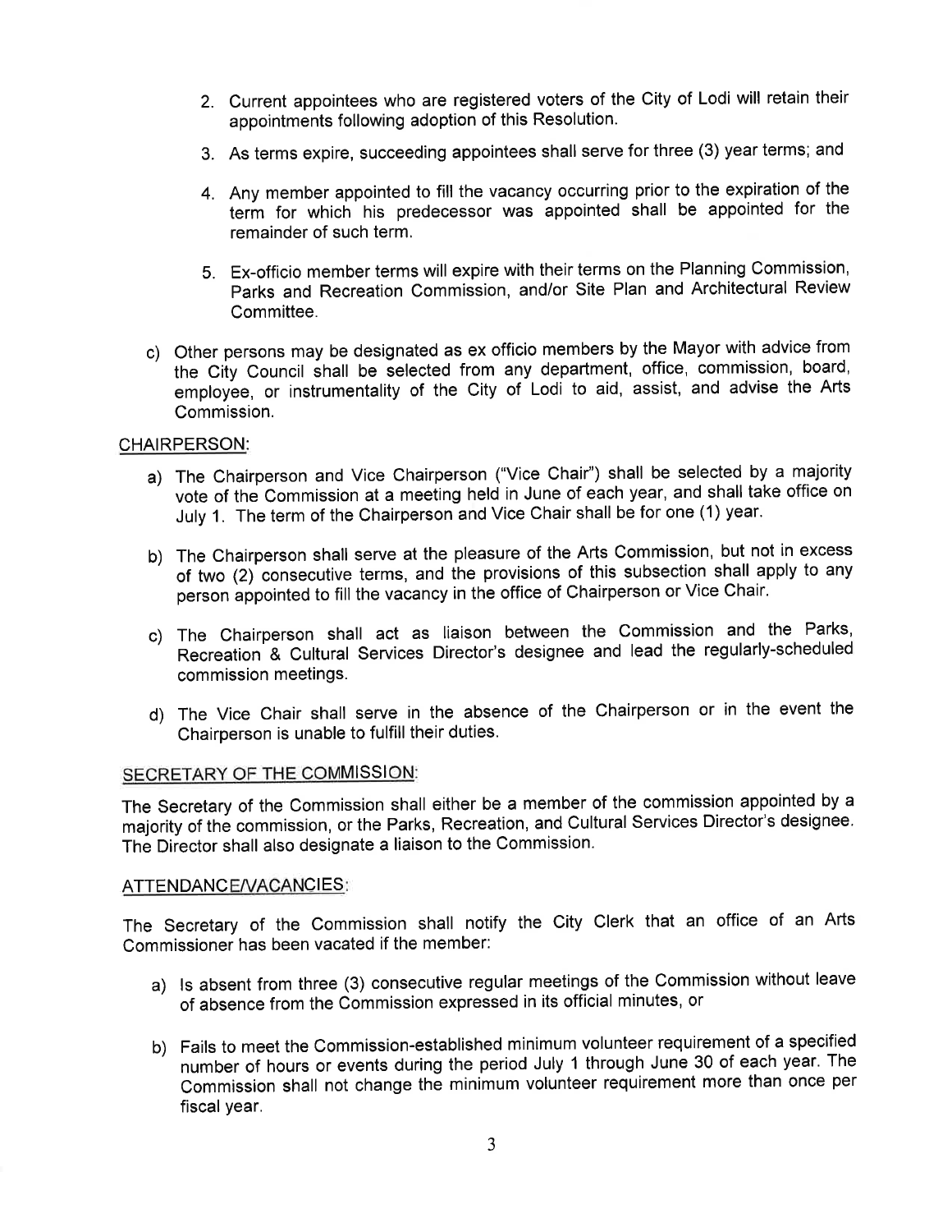2. Current appointees who are registered voters of the City of Lodi will retain their appointments following adoption of this Resolution.

3. As terms expire, succeeding appointees shall serve for three (3) year terms; and

4. Any member appointed to fill the vacancy occurring prior to the expiration of the term for which his predecessor was appointed shall be appointed for the remainder of such term.

5. Ex-officio member terms will expire with their terms on the Planning Commission, Parks and Recreation Commission, and/or Site Plan and Architectural Review Committee.

c) Other persons may be designated as ex officio members by the Mayor with advice from the City Council shall be selected from any department, office, commission, board, employee, or instrumentality of the City of Lodi to aid, assist, and advise the Arts Commission.

CHAIRPERSON:

a) The Chairperson and Vice Chairperson ("Vice Chair") shall be selected by a majority vote of the Commission at a meeting held in June of each year, and shall take office on July 1. The term of the Chairperson and Vice Chair shall be for one (1) year.

b) The Chairperson shall serve at the pleasure of the Arts Commission, but not in excess of two (2) consecutive terms, and the provisions of this subsection shall apply to any person appointed to fill the vacancy in the office of Chairperson or Vice Chair.

c) The Chairperson shall act as liaison between the Commission and the Parks, Recreation & Cultural Services Director's designee and lead the regularly-scheduled commission meetings.

d) The Vice Chair shall serve in the absence of the Chairperson or in the event the Chairperson is unable to fulfill their duties.

SECRETARY OF THE COMMISSION:

The Secretary of the Commission shall either be a member of the commission appointed by a majority of the commission, or the Parks, Recreation, and Cultural Services Director's designee. The Director shall also designate a liaison to the Commission.

ATTENDANCE/VACANCIES:

The Secretary of the Commission shall notify the City Clerk that an office of an Arts Commissioner has been vacated if the member:

a) Is absent from three (3) consecutive regular meetings of the Commission without leave of absence from the Commission expressed in its official minutes, or

b) Fails to meet the Commission-established minimum volunteer requirement of a specified number of hours or events during the period July 1 through June 30 of each year. The Commission shall not change the minimum volunteer requirement more than once per fiscal year.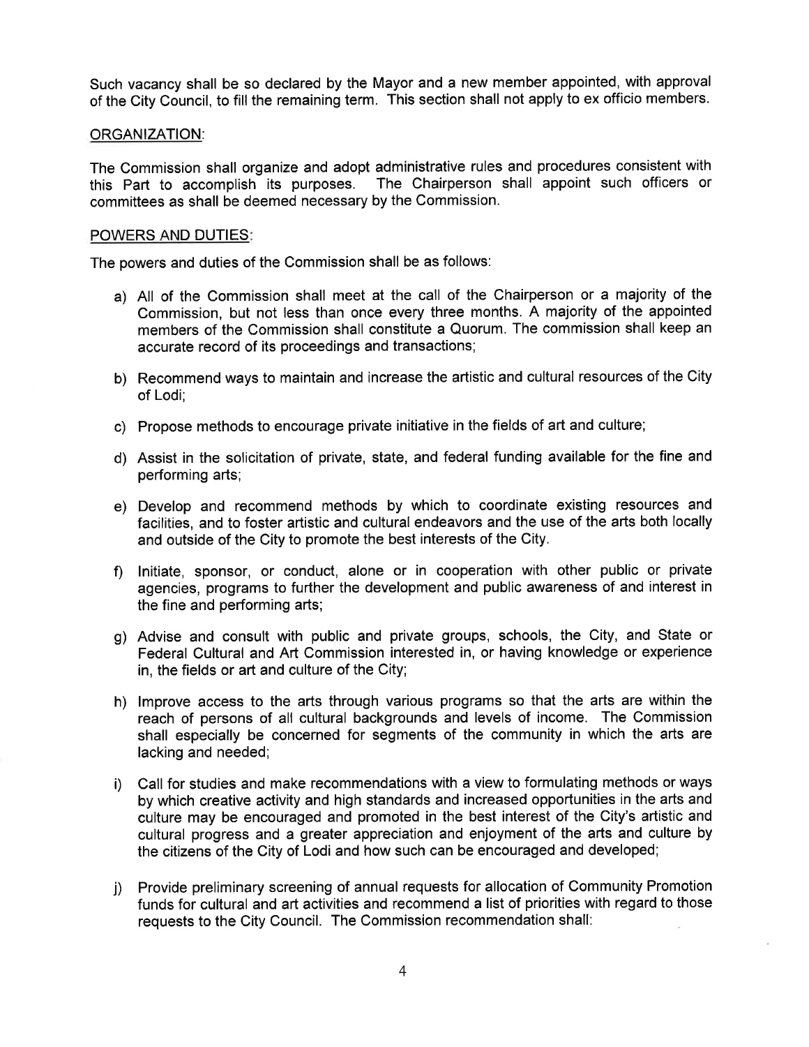Such vacancy shall be so declared by the Mayor and a new member appointed, with approval of the City Council, to fill the remaining term. This section shall not apply to ex officio members.

ORGANIZATION:

The Commission shall organize and adopt administrative rules and procedures consistent with this Part to accomplish its purposes. The Chairperson shall appoint such officers or committees as shall be deemed necessary by the Commission.

POWERS AND DUTIES:

The powers and duties of the Commission shall be as follows:

a) All of the Commission shall meet at the call of the Chairperson or a majority of the Commission, but not less than once every three months. A majority of the appointed members of the Commission shall constitute a Quorum. The commission shall keep an accurate record of its proceedings and transactions;

b) Recommend ways to maintain and increase the artistic and cultural resources of the City of Lodi;

c) Propose methods to encourage private initiative in the fields of art and culture;

d) Assist in the solicitation of private, state, and federal funding available for the fine and performing arts;

e) Develop and recommend methods by which to coordinate existing resources and facilities, and to foster artistic and cultural endeavors and the use of the arts both locally and outside of the City to promote the best interests of the City.

f) Initiate, sponsor, or conduct, alone or in cooperation with other public or private agencies, programs to further the development and public awareness of and interest in the fine and performing arts;

g) Advise and consult with public and private groups, schools, the City, and State or Federal Cultural and Art Commission interested in, or having knowledge or experience in, the fields or art and culture of the City;

h) Improve access to the arts through various programs so that the arts are within the reach of persons of all cultural backgrounds and levels of income. The Commission shall especially be concerned for segments of the community in which the arts are lacking and needed;

i) Call for studies and make recommendations with a view to formulating methods or ways by which creative activity and high standards and increased opportunities in the arts and culture may be encouraged and promoted in the best interest of the City's artistic and cultural progress and a greater appreciation and enjoyment of the arts and culture by the citizens of the City of Lodi and how such can be encouraged and developed;

j) Provide preliminary screening of annual requests for allocation of Community Promotion funds for cultural and art activities and recommend a list of priorities with regard to those requests to the City Council. The Commission recommendation shall: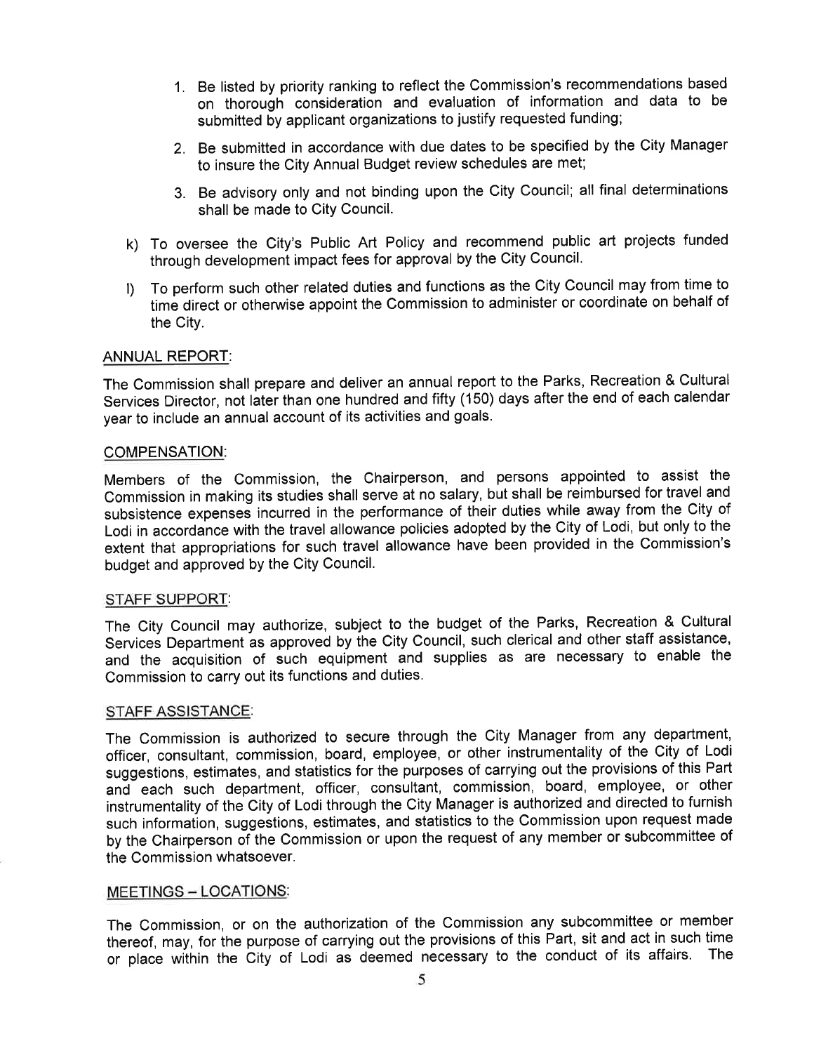1. Be listed by priority ranking to reflect the Commission's recommendations based on thorough consideration and evaluation of information and data to be submitted by applicant organizations to justify requested funding;

2. Be submitted in accordance with due dates to be specified by the City Manager to insure the City Annual Budget review schedules are met;

3. Be advisory only and not binding upon the City Council; all final determinations shall be made to City Council.

k) To oversee the City's Public Art Policy and recommend public art projects funded through development impact fees for approval by the City Council.

l) To perform such other related duties and functions as the City Council may from time to time direct or otherwise appoint the Commission to administer or coordinate on behalf of the City.

ANNUAL REPORT:

The Commission shall prepare and deliver an annual report to the Parks, Recreation & Cultural Services Director, not later than one hundred and fifty (150) days after the end of each calendar year to include an annual account of its activities and goals.

COMPENSATION:

Members of the Commission, the Chairperson, and persons appointed to assist the Commission in making its studies shall serve at no salary, but shall be reimbursed for travel and subsistence expenses incurred in the performance of their duties while away from the City of Lodi in accordance with the travel allowance policies adopted by the City of Lodi, but only to the extent that appropriations for such travel allowance have been provided in the Commission's budget and approved by the City Council.

STAFF SUPPORT:

The City Council may authorize, subject to the budget of the Parks, Recreation & Cultural Services Department as approved by the City Council, such clerical and other staff assistance, and the acquisition of such equipment and supplies as are necessary to enable the Commission to carry out its functions and duties.

STAFF ASSISTANCE:

The Commission is authorized to secure through the City Manager from any department, officer, consultant, commission, board, employee, or other instrumentality of the City of Lodi suggestions, estimates, and statistics for the purposes of carrying out the provisions of this Part and each such department, officer, consultant, commission, board, employee, or other instrumentality of the City of Lodi through the City Manager is authorized and directed to furnish such information, suggestions, estimates, and statistics to the Commission upon request made by the Chairperson of the Commission or upon the request of any member or subcommittee of the Commission whatsoever.

MEETINGS – LOCATIONS:

The Commission, or on the authorization of the Commission any subcommittee or member thereof, may, for the purpose of carrying out the provisions of this Part, sit and act in such time or place within the City of Lodi as deemed necessary to the conduct of its affairs. The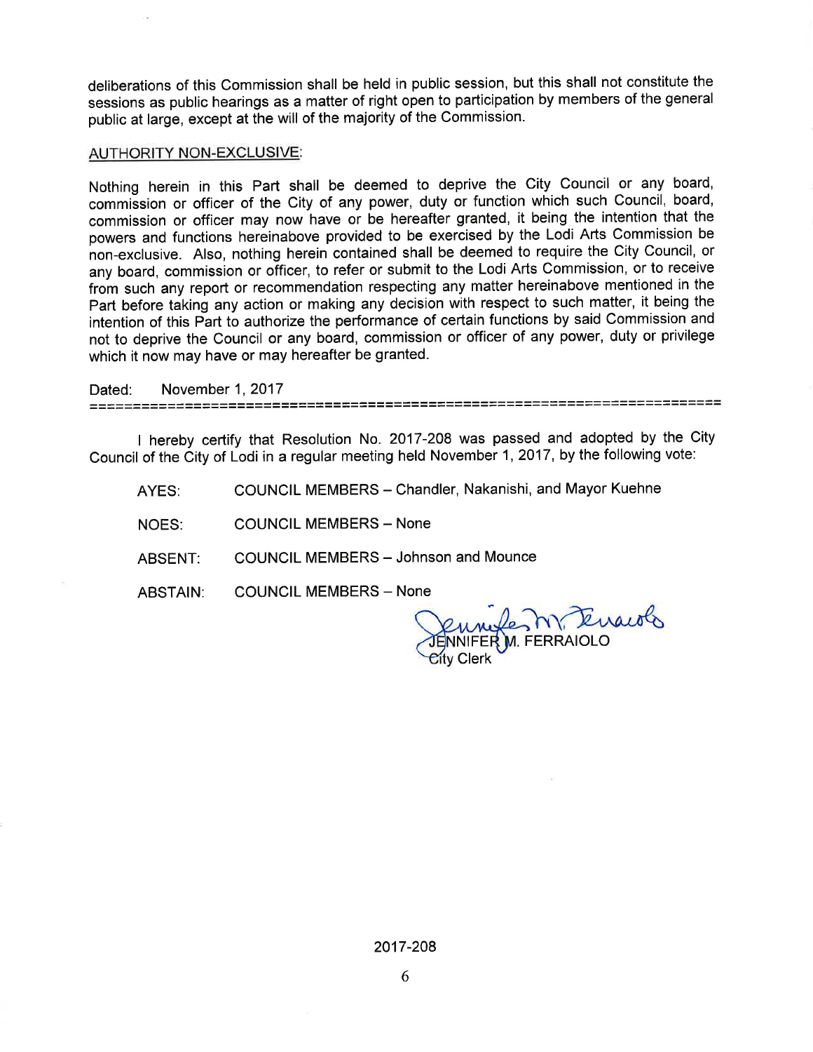deliberations of this Commission shall be held in public session, but this shall not constitute the sessions as public hearings as a matter of right open to participation by members of the general public at large, except at the will of the majority of the Commission.

AUTHORITY NON-EXCLUSIVE:

Nothing herein in this Part shall be deemed to deprive the City Council or any board, commission or officer of the City of any power, duty or function which such Council, board, commission or officer may now have or be hereafter granted, it being the intention that the powers and functions hereinabove provided to be exercised by the Lodi Arts Commission be non-exclusive. Also, nothing herein contained shall be deemed to require the City Council, or any board, commission or officer, to refer or submit to the Lodi Arts Commission, or to receive from such any report or recommendation respecting any matter hereinabove mentioned in the Part before taking any action or making any decision with respect to such matter, it being the intention of this Part to authorize the performance of certain functions by said Commission and not to deprive the Council or any board, commission or officer of any power, duty or privilege which it now may have or may hereafter be granted.

Dated: November 1, 2017

===========================================================================

I hereby certify that Resolution No. 2017-208 was passed and adopted by the City Council of the City of Lodi in a regular meeting held November 1, 2017, by the following vote:

AYES: COUNCIL MEMBERS – Chandler, Nakanishi, and Mayor Kuehne

NOES: COUNCIL MEMBERS – None

ABSENT: COUNCIL MEMBERS – Johnson and Mounce

ABSTAIN: COUNCIL MEMBERS – None

JENNIFER M. FERRAIOLO
City Clerk

2017-208